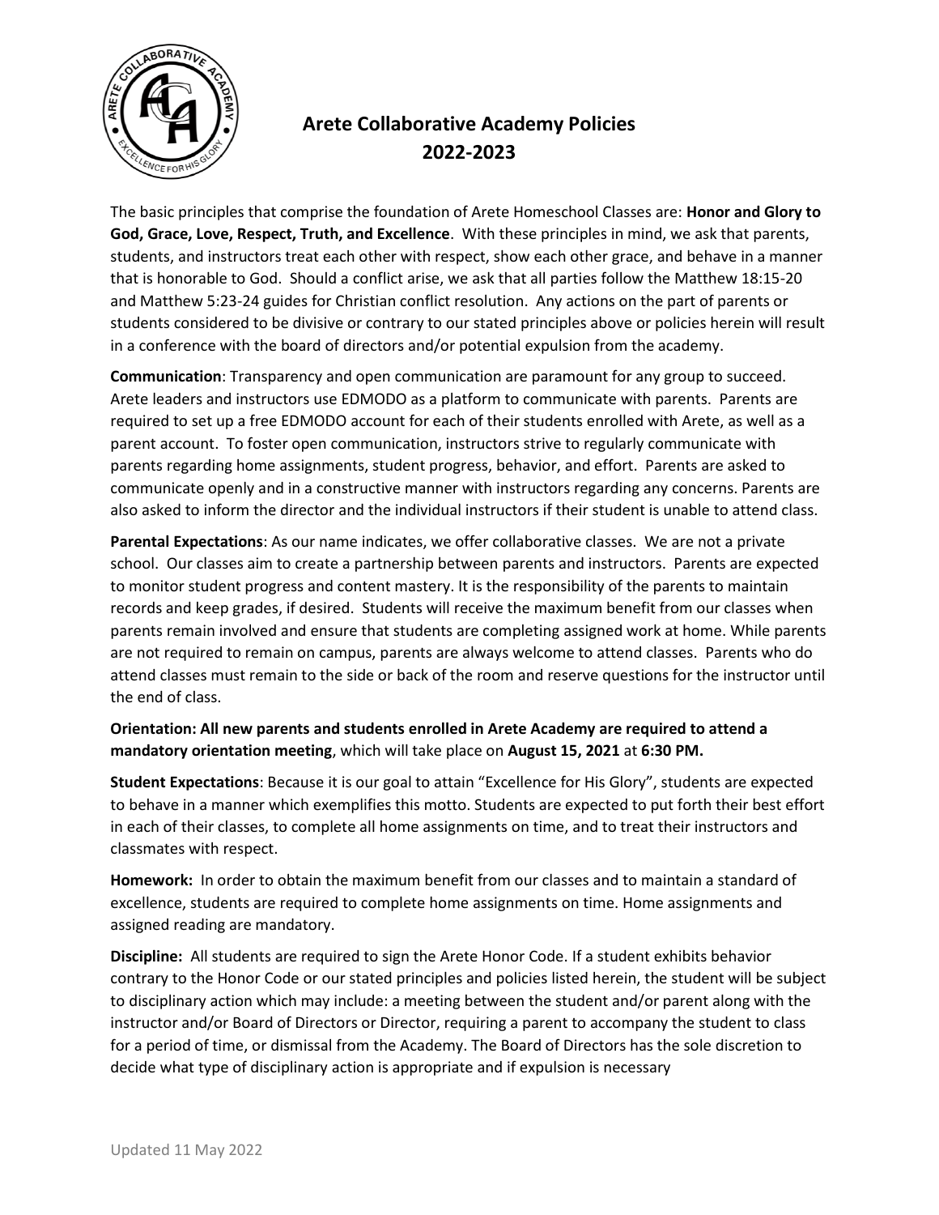# Arete Collaborative Academy Policies 2022-2023

The basic principles that comprise the foundation of Arete Homeschool Classes are: **Honor and Glory to God, Grace, Love, Respect, Truth, and Excellence**. With these principles in mind, we ask that parents, students, and instructors treat each other with respect, show each other grace, and behave in a manner that is honorable to God. Should a conflict arise, we ask that all parties follow the Matthew 18:15-20 and Matthew 5:23-24 guides for Christian conflict resolution. Any actions on the part of parents or students considered to be divisive or contrary to our stated principles above or policies herein will result in a conference with the board of directors and/or potential expulsion from the academy.

**Communication**: Transparency and open communication are paramount for any group to succeed. Arete leaders and instructors use EDMODO as a platform to communicate with parents. Parents are required to set up a free EDMODO account for each of their students enrolled with Arete, as well as a parent account. To foster open communication, instructors strive to regularly communicate with parents regarding home assignments, student progress, behavior, and effort. Parents are asked to communicate openly and in a constructive manner with instructors regarding any concerns. Parents are also asked to inform the director and the individual instructors if their student is unable to attend class.

**Parental Expectations**: As our name indicates, we offer collaborative classes. We are not a private school. Our classes aim to create a partnership between parents and instructors. Parents are expected to monitor student progress and content mastery. It is the responsibility of the parents to maintain records and keep grades, if desired. Students will receive the maximum benefit from our classes when parents remain involved and ensure that students are completing assigned work at home. While parents are not required to remain on campus, parents are always welcome to attend classes. Parents who do attend classes must remain to the side or back of the room and reserve questions for the instructor until the end of class.

**Orientation: All new parents and students enrolled in Arete Academy are required to attend a mandatory orientation meeting**, which will take place on **August 15, 2021** at **6:30 PM.**

**Student Expectations**: Because it is our goal to attain "Excellence for His Glory", students are expected to behave in a manner which exemplifies this motto. Students are expected to put forth their best effort in each of their classes, to complete all home assignments on time, and to treat their instructors and classmates with respect.

**Homework:** In order to obtain the maximum benefit from our classes and to maintain a standard of excellence, students are required to complete home assignments on time. Home assignments and assigned reading are mandatory.

**Discipline:** All students are required to sign the Arete Honor Code. If a student exhibits behavior contrary to the Honor Code or our stated principles and policies listed herein, the student will be subject to disciplinary action which may include: a meeting between the student and/or parent along with the instructor and/or Board of Directors or Director, requiring a parent to accompany the student to class for a period of time, or dismissal from the Academy. The Board of Directors has the sole discretion to decide what type of disciplinary action is appropriate and if expulsion is necessary

Updated 11 May 2022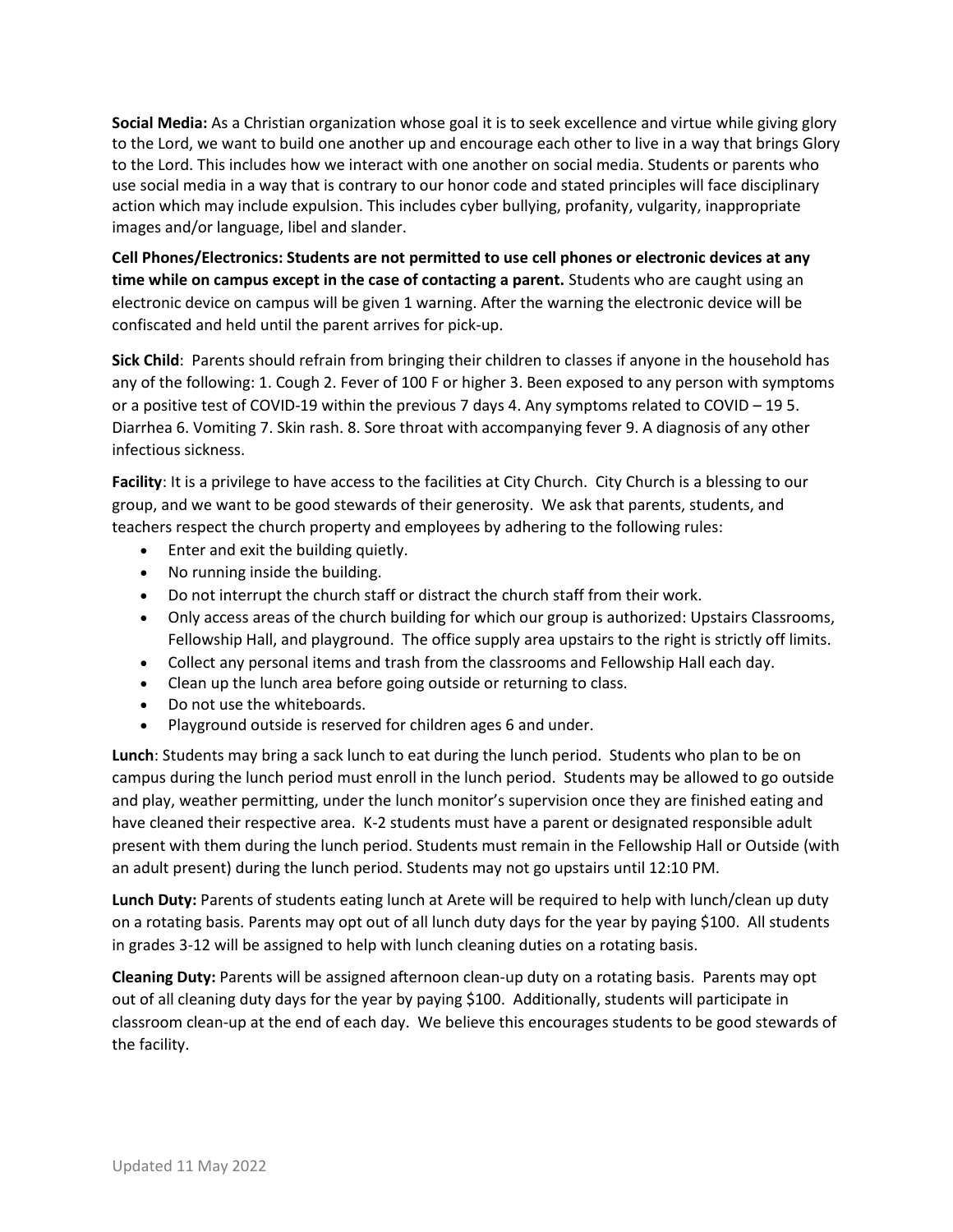**Social Media:** As a Christian organization whose goal it is to seek excellence and virtue while giving glory to the Lord, we want to build one another up and encourage each other to live in a way that brings Glory to the Lord. This includes how we interact with one another on social media. Students or parents who use social media in a way that is contrary to our honor code and stated principles will face disciplinary action which may include expulsion. This includes cyber bullying, profanity, vulgarity, inappropriate images and/or language, libel and slander.

**Cell Phones/Electronics: Students are not permitted to use cell phones or electronic devices at any time while on campus except in the case of contacting a parent.** Students who are caught using an electronic device on campus will be given 1 warning. After the warning the electronic device will be confiscated and held until the parent arrives for pick-up.

**Sick Child**: Parents should refrain from bringing their children to classes if anyone in the household has any of the following: 1. Cough 2. Fever of 100 F or higher 3. Been exposed to any person with symptoms or a positive test of COVID-19 within the previous 7 days 4. Any symptoms related to COVID – 19 5. Diarrhea 6. Vomiting 7. Skin rash. 8. Sore throat with accompanying fever 9. A diagnosis of any other infectious sickness.

**Facility**: It is a privilege to have access to the facilities at City Church. City Church is a blessing to our group, and we want to be good stewards of their generosity. We ask that parents, students, and teachers respect the church property and employees by adhering to the following rules:

- Enter and exit the building quietly.
- No running inside the building.
- Do not interrupt the church staff or distract the church staff from their work.
- Only access areas of the church building for which our group is authorized: Upstairs Classrooms, Fellowship Hall, and playground. The office supply area upstairs to the right is strictly off limits.
- Collect any personal items and trash from the classrooms and Fellowship Hall each day.
- Clean up the lunch area before going outside or returning to class.
- Do not use the whiteboards.
- Playground outside is reserved for children ages 6 and under.

**Lunch**: Students may bring a sack lunch to eat during the lunch period. Students who plan to be on campus during the lunch period must enroll in the lunch period. Students may be allowed to go outside and play, weather permitting, under the lunch monitor's supervision once they are finished eating and have cleaned their respective area. K-2 students must have a parent or designated responsible adult present with them during the lunch period. Students must remain in the Fellowship Hall or Outside (with an adult present) during the lunch period. Students may not go upstairs until 12:10 PM.

**Lunch Duty:** Parents of students eating lunch at Arete will be required to help with lunch/clean up duty on a rotating basis. Parents may opt out of all lunch duty days for the year by paying $100. All students in grades 3-12 will be assigned to help with lunch cleaning duties on a rotating basis.

**Cleaning Duty:** Parents will be assigned afternoon clean-up duty on a rotating basis. Parents may opt out of all cleaning duty days for the year by paying $100. Additionally, students will participate in classroom clean-up at the end of each day. We believe this encourages students to be good stewards of the facility.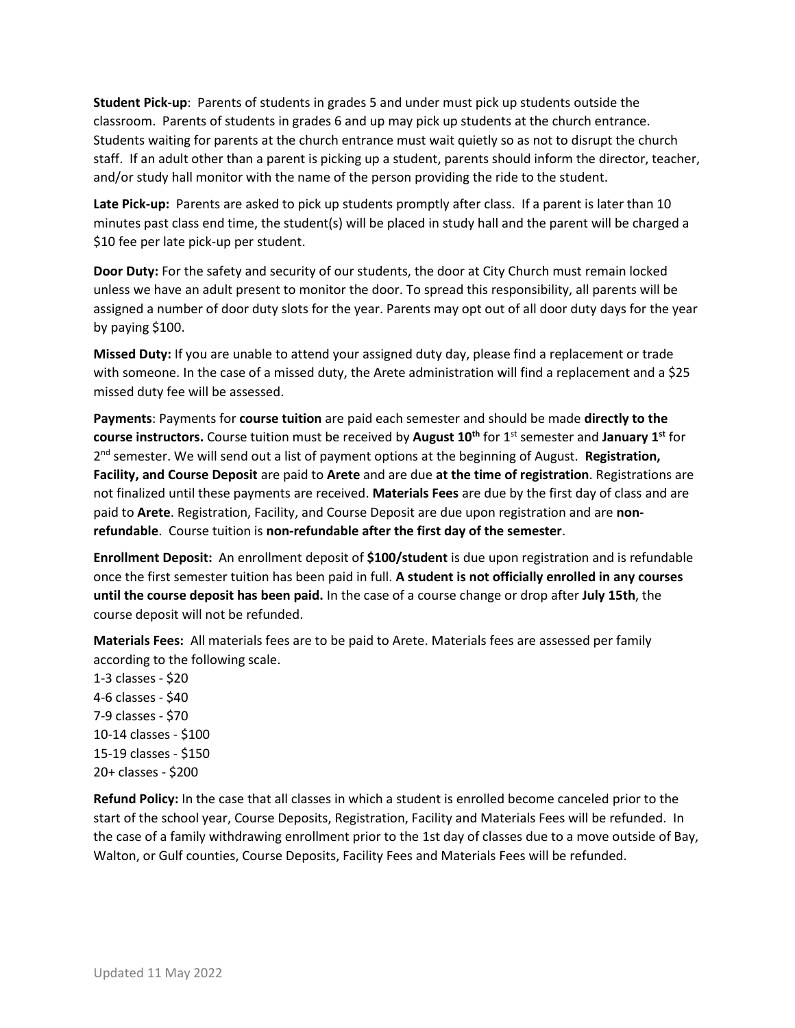**Student Pick-up**: Parents of students in grades 5 and under must pick up students outside the classroom. Parents of students in grades 6 and up may pick up students at the church entrance. Students waiting for parents at the church entrance must wait quietly so as not to disrupt the church staff. If an adult other than a parent is picking up a student, parents should inform the director, teacher, and/or study hall monitor with the name of the person providing the ride to the student.

**Late Pick-up:** Parents are asked to pick up students promptly after class. If a parent is later than 10 minutes past class end time, the student(s) will be placed in study hall and the parent will be charged a $10 fee per late pick-up per student.

**Door Duty:** For the safety and security of our students, the door at City Church must remain locked unless we have an adult present to monitor the door. To spread this responsibility, all parents will be assigned a number of door duty slots for the year. Parents may opt out of all door duty days for the year by paying $100.

**Missed Duty:** If you are unable to attend your assigned duty day, please find a replacement or trade with someone. In the case of a missed duty, the Arete administration will find a replacement and a $25 missed duty fee will be assessed.

**Payments**: Payments for **course tuition** are paid each semester and should be made **directly to the course instructors.** Course tuition must be received by **August 10th** for 1st semester and **January 1st** for 2nd semester. We will send out a list of payment options at the beginning of August. **Registration, Facility, and Course Deposit** are paid to **Arete** and are due **at the time of registration**. Registrations are not finalized until these payments are received. **Materials Fees** are due by the first day of class and are paid to **Arete**. Registration, Facility, and Course Deposit are due upon registration and are **non-refundable**. Course tuition is **non-refundable after the first day of the semester**.

**Enrollment Deposit:** An enrollment deposit of **$100/student** is due upon registration and is refundable once the first semester tuition has been paid in full. **A student is not officially enrolled in any courses until the course deposit has been paid.** In the case of a course change or drop after **July 15th**, the course deposit will not be refunded.

**Materials Fees:** All materials fees are to be paid to Arete. Materials fees are assessed per family according to the following scale.

1-3 classes - $20
4-6 classes - $40
7-9 classes - $70
10-14 classes - $100
15-19 classes - $150
20+ classes - $200

**Refund Policy:** In the case that all classes in which a student is enrolled become canceled prior to the start of the school year, Course Deposits, Registration, Facility and Materials Fees will be refunded. In the case of a family withdrawing enrollment prior to the 1st day of classes due to a move outside of Bay, Walton, or Gulf counties, Course Deposits, Facility Fees and Materials Fees will be refunded.

Updated 11 May 2022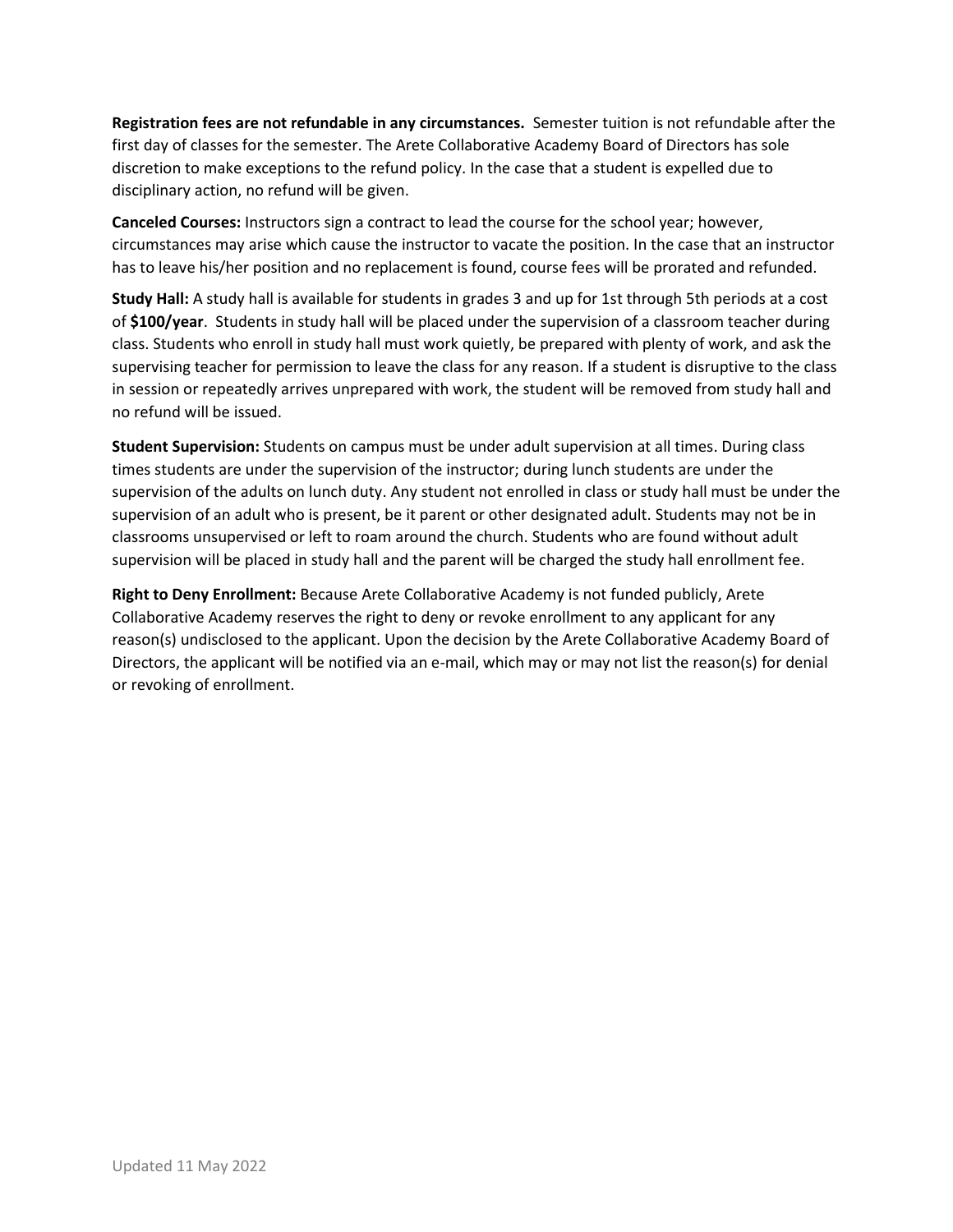**Registration fees are not refundable in any circumstances.** Semester tuition is not refundable after the first day of classes for the semester. The Arete Collaborative Academy Board of Directors has sole discretion to make exceptions to the refund policy. In the case that a student is expelled due to disciplinary action, no refund will be given.

**Canceled Courses:** Instructors sign a contract to lead the course for the school year; however, circumstances may arise which cause the instructor to vacate the position. In the case that an instructor has to leave his/her position and no replacement is found, course fees will be prorated and refunded.

**Study Hall:** A study hall is available for students in grades 3 and up for 1st through 5th periods at a cost of **$100/year**. Students in study hall will be placed under the supervision of a classroom teacher during class. Students who enroll in study hall must work quietly, be prepared with plenty of work, and ask the supervising teacher for permission to leave the class for any reason. If a student is disruptive to the class in session or repeatedly arrives unprepared with work, the student will be removed from study hall and no refund will be issued.

**Student Supervision:** Students on campus must be under adult supervision at all times. During class times students are under the supervision of the instructor; during lunch students are under the supervision of the adults on lunch duty. Any student not enrolled in class or study hall must be under the supervision of an adult who is present, be it parent or other designated adult. Students may not be in classrooms unsupervised or left to roam around the church. Students who are found without adult supervision will be placed in study hall and the parent will be charged the study hall enrollment fee.

**Right to Deny Enrollment:** Because Arete Collaborative Academy is not funded publicly, Arete Collaborative Academy reserves the right to deny or revoke enrollment to any applicant for any reason(s) undisclosed to the applicant. Upon the decision by the Arete Collaborative Academy Board of Directors, the applicant will be notified via an e-mail, which may or may not list the reason(s) for denial or revoking of enrollment.

Updated 11 May 2022